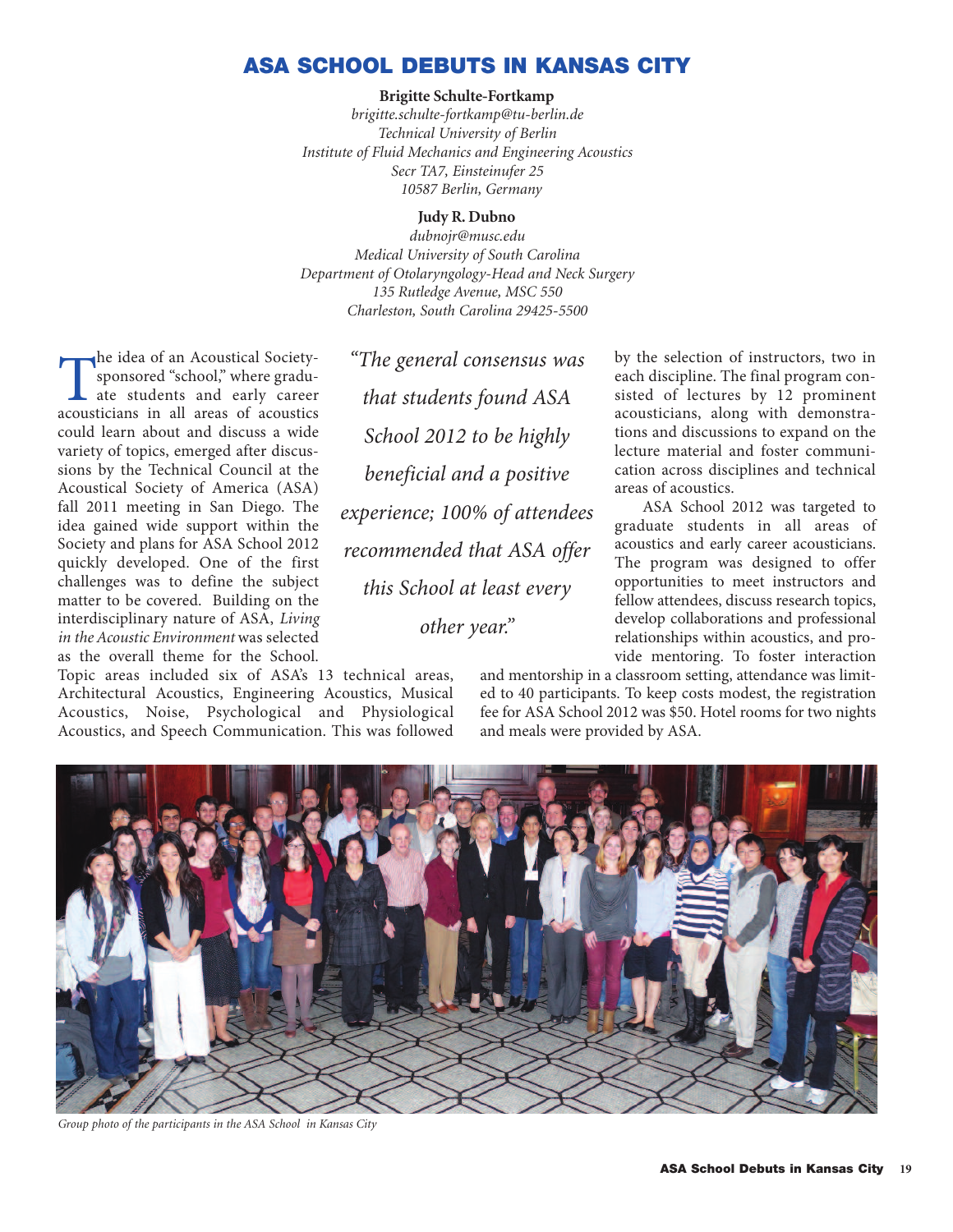# ASA SCHOOL DEBUTS IN KANSAS CITY

**Brigitte Schulte-Fortkamp**
*brigitte.schulte-fortkamp@tu-berlin.de*
*Technical University of Berlin*
*Institute of Fluid Mechanics and Engineering Acoustics*
*Secr TA7, Einsteinufer 25*
*10587 Berlin, Germany*

**Judy R. Dubno**
*dubnojr@musc.edu*
*Medical University of South Carolina*
*Department of Otolaryngology-Head and Neck Surgery*
*135 Rutledge Avenue, MSC 550*
*Charleston, South Carolina 29425-5500*

The idea of an Acoustical Society-sponsored "school," where graduate students and early career acousticians in all areas of acoustics could learn about and discuss a wide variety of topics, emerged after discussions by the Technical Council at the Acoustical Society of America (ASA) fall 2011 meeting in San Diego. The idea gained wide support within the Society and plans for ASA School 2012 quickly developed. One of the first challenges was to define the subject matter to be covered. Building on the interdisciplinary nature of ASA, *Living in the Acoustic Environment* was selected as the overall theme for the School. Topic areas included six of ASA's 13 technical areas, Architectural Acoustics, Engineering Acoustics, Musical Acoustics, Noise, Psychological and Physiological Acoustics, and Speech Communication. This was followed by the selection of instructors, two in each discipline. The final program consisted of lectures by 12 prominent acousticians, along with demonstrations and discussions to expand on the lecture material and foster communication across disciplines and technical areas of acoustics.

*"The general consensus was that students found ASA School 2012 to be highly beneficial and a positive experience; 100% of attendees recommended that ASA offer this School at least every other year."*

ASA School 2012 was targeted to graduate students in all areas of acoustics and early career acousticians. The program was designed to offer opportunities to meet instructors and fellow attendees, discuss research topics, develop collaborations and professional relationships within acoustics, and provide mentoring. To foster interaction and mentorship in a classroom setting, attendance was limited to 40 participants. To keep costs modest, the registration fee for ASA School 2012 was $50. Hotel rooms for two nights and meals were provided by ASA.

*Group photo of the participants in the ASA School in Kansas City*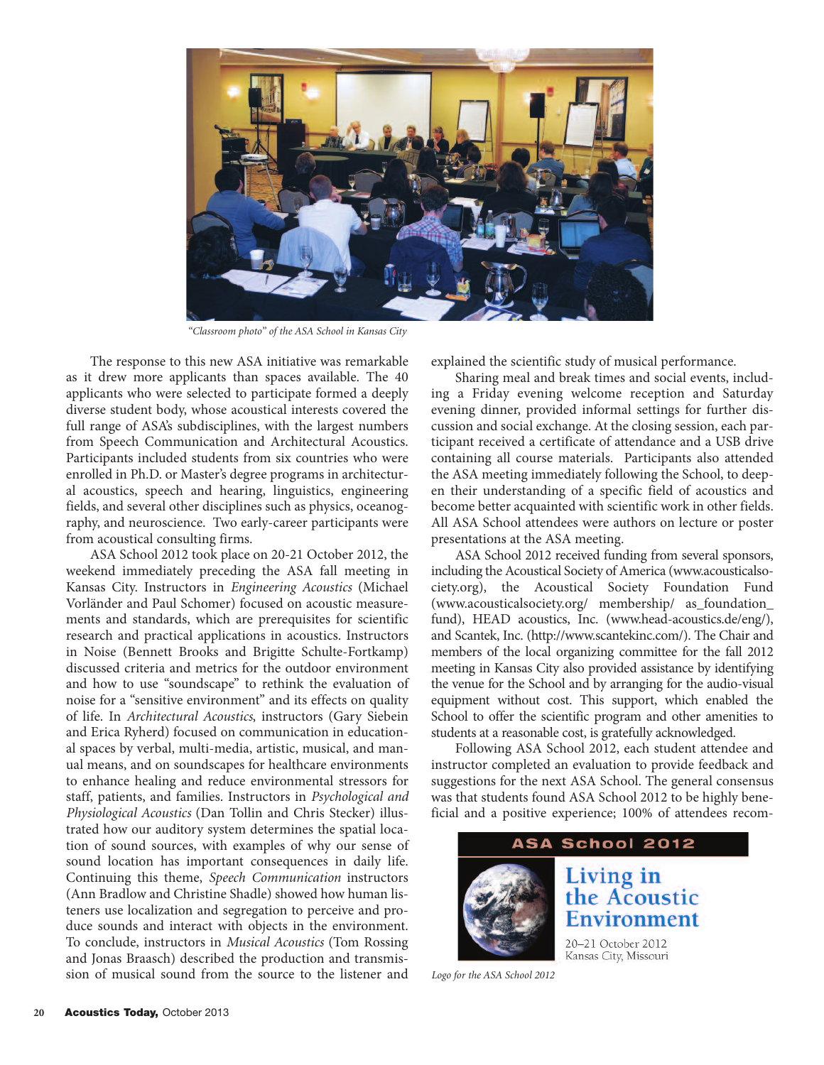*"Classroom photo" of the ASA School in Kansas City*

The response to this new ASA initiative was remarkable as it drew more applicants than spaces available. The 40 applicants who were selected to participate formed a deeply diverse student body, whose acoustical interests covered the full range of ASA's subdisciplines, with the largest numbers from Speech Communication and Architectural Acoustics. Participants included students from six countries who were enrolled in Ph.D. or Master's degree programs in architectural acoustics, speech and hearing, linguistics, engineering fields, and several other disciplines such as physics, oceanography, and neuroscience. Two early-career participants were from acoustical consulting firms.

ASA School 2012 took place on 20-21 October 2012, the weekend immediately preceding the ASA fall meeting in Kansas City. Instructors in *Engineering Acoustics* (Michael Vorländer and Paul Schomer) focused on acoustic measurements and standards, which are prerequisites for scientific research and practical applications in acoustics. Instructors in Noise (Bennett Brooks and Brigitte Schulte-Fortkamp) discussed criteria and metrics for the outdoor environment and how to use "soundscape" to rethink the evaluation of noise for a "sensitive environment" and its effects on quality of life. In *Architectural Acoustics*, instructors (Gary Siebein and Erica Ryherd) focused on communication in educational spaces by verbal, multi-media, artistic, musical, and manual means, and on soundscapes for healthcare environments to enhance healing and reduce environmental stressors for staff, patients, and families. Instructors in *Psychological and Physiological Acoustics* (Dan Tollin and Chris Stecker) illustrated how our auditory system determines the spatial location of sound sources, with examples of why our sense of sound location has important consequences in daily life. Continuing this theme, *Speech Communication* instructors (Ann Bradlow and Christine Shadle) showed how human listeners use localization and segregation to perceive and produce sounds and interact with objects in the environment. To conclude, instructors in *Musical Acoustics* (Tom Rossing and Jonas Braasch) described the production and transmission of musical sound from the source to the listener and explained the scientific study of musical performance.

Sharing meal and break times and social events, including a Friday evening welcome reception and Saturday evening dinner, provided informal settings for further discussion and social exchange. At the closing session, each participant received a certificate of attendance and a USB drive containing all course materials. Participants also attended the ASA meeting immediately following the School, to deepen their understanding of a specific field of acoustics and become better acquainted with scientific work in other fields. All ASA School attendees were authors on lecture or poster presentations at the ASA meeting.

ASA School 2012 received funding from several sponsors, including the Acoustical Society of America (www.acousticalsociety.org), the Acoustical Society Foundation Fund (www.acousticalsociety.org/ membership/ as_foundation_fund), HEAD acoustics, Inc. (www.head-acoustics.de/eng/), and Scantek, Inc. (http://www.scantekinc.com/). The Chair and members of the local organizing committee for the fall 2012 meeting in Kansas City also provided assistance by identifying the venue for the School and by arranging for the audio-visual equipment without cost. This support, which enabled the School to offer the scientific program and other amenities to students at a reasonable cost, is gratefully acknowledged.

Following ASA School 2012, each student attendee and instructor completed an evaluation to provide feedback and suggestions for the next ASA School. The general consensus was that students found ASA School 2012 to be highly beneficial and a positive experience; 100% of attendees recom-

**ASA School 2012**

**Living in the Acoustic Environment**

20–21 October 2012
Kansas City, Missouri

*Logo for the ASA School 2012*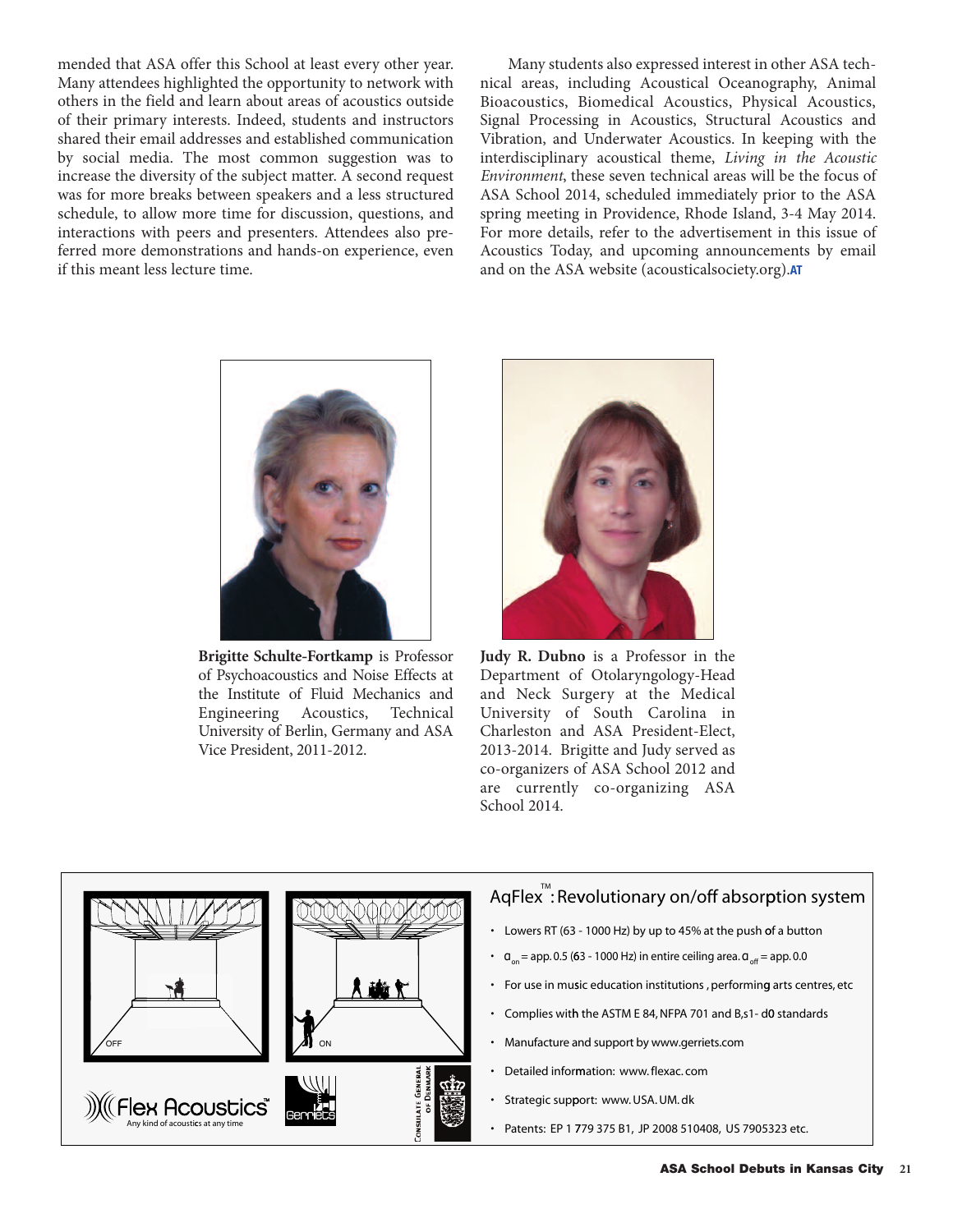mended that ASA offer this School at least every other year. Many attendees highlighted the opportunity to network with others in the field and learn about areas of acoustics outside of their primary interests. Indeed, students and instructors shared their email addresses and established communication by social media. The most common suggestion was to increase the diversity of the subject matter. A second request was for more breaks between speakers and a less structured schedule, to allow more time for discussion, questions, and interactions with peers and presenters. Attendees also preferred more demonstrations and hands-on experience, even if this meant less lecture time.

Many students also expressed interest in other ASA technical areas, including Acoustical Oceanography, Animal Bioacoustics, Biomedical Acoustics, Physical Acoustics, Signal Processing in Acoustics, Structural Acoustics and Vibration, and Underwater Acoustics. In keeping with the interdisciplinary acoustical theme, *Living in the Acoustic Environment*, these seven technical areas will be the focus of ASA School 2014, scheduled immediately prior to the ASA spring meeting in Providence, Rhode Island, 3-4 May 2014. For more details, refer to the advertisement in this issue of Acoustics Today, and upcoming announcements by email and on the ASA website (acousticalsociety.org).**AT**

**Brigitte Schulte-Fortkamp** is Professor of Psychoacoustics and Noise Effects at the Institute of Fluid Mechanics and Engineering Acoustics, Technical University of Berlin, Germany and ASA Vice President, 2011-2012.

**Judy R. Dubno** is a Professor in the Department of Otolaryngology-Head and Neck Surgery at the Medical University of South Carolina in Charleston and ASA President-Elect, 2013-2014. Brigitte and Judy served as co-organizers of ASA School 2012 and are currently co-organizing ASA School 2014.

AqFlex™: Revolutionary on/off absorption system

- Lowers RT (63 - 1000 Hz) by up to 45% at the push of a button
- $\alpha_{on}$ = app. 0.5 (63 - 1000 Hz) in entire ceiling area. $\alpha_{off}$ = app. 0.0
- For use in music education institutions , performing arts centres, etc
- Complies with the ASTM E 84, NFPA 701 and B,s1- d0 standards
- Manufacture and support by www.gerriets.com
- Detailed information: www.flexac.com
- Strategic support: www.USA.UM.dk
- Patents: EP 1 779 375 B1, JP 2008 510408, US 7905323 etc.

OFF

ON

Flex Acoustics™ Any kind of acoustics at any time

Gerriets

Consulate General of Denmark